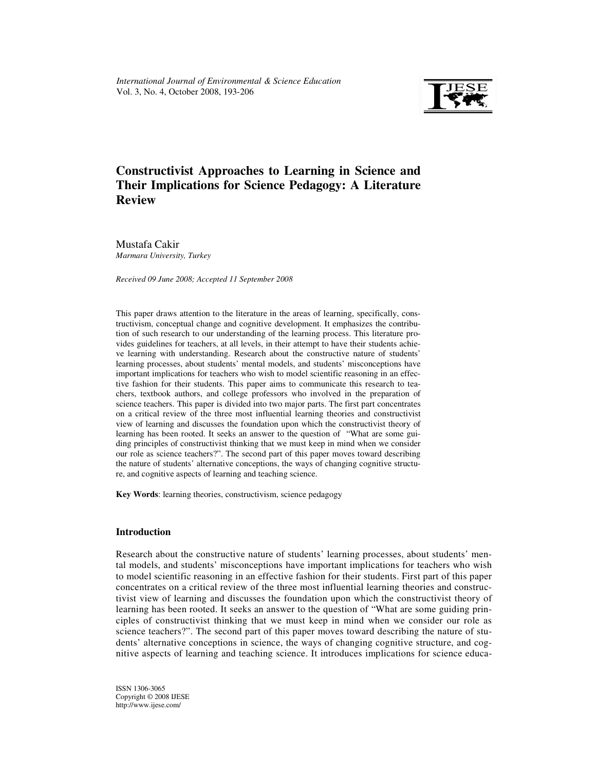# Constructivist Approaches to Learning in Science and Their Implications for Science Pedagogy: A Literature Review

Mustafa Cakir
*Marmara University, Turkey*

*Received 09 June 2008; Accepted 11 September 2008*

This paper draws attention to the literature in the areas of learning, specifically, constructivism, conceptual change and cognitive development. It emphasizes the contribution of such research to our understanding of the learning process. This literature provides guidelines for teachers, at all levels, in their attempt to have their students achieve learning with understanding. Research about the constructive nature of students' learning processes, about students' mental models, and students' misconceptions have important implications for teachers who wish to model scientific reasoning in an effective fashion for their students. This paper aims to communicate this research to teachers, textbook authors, and college professors who involved in the preparation of science teachers. This paper is divided into two major parts. The first part concentrates on a critical review of the three most influential learning theories and constructivist view of learning and discusses the foundation upon which the constructivist theory of learning has been rooted. It seeks an answer to the question of "What are some guiding principles of constructivist thinking that we must keep in mind when we consider our role as science teachers?". The second part of this paper moves toward describing the nature of students' alternative conceptions, the ways of changing cognitive structure, and cognitive aspects of learning and teaching science.

**Key Words**: learning theories, constructivism, science pedagogy

## Introduction

Research about the constructive nature of students' learning processes, about students' mental models, and students' misconceptions have important implications for teachers who wish to model scientific reasoning in an effective fashion for their students. First part of this paper concentrates on a critical review of the three most influential learning theories and constructivist view of learning and discusses the foundation upon which the constructivist theory of learning has been rooted. It seeks an answer to the question of "What are some guiding principles of constructivist thinking that we must keep in mind when we consider our role as science teachers?". The second part of this paper moves toward describing the nature of students' alternative conceptions in science, the ways of changing cognitive structure, and cognitive aspects of learning and teaching science. It introduces implications for science educa-

ISSN 1306-3065
Copyright © 2008 IJESE
http://www.ijese.com/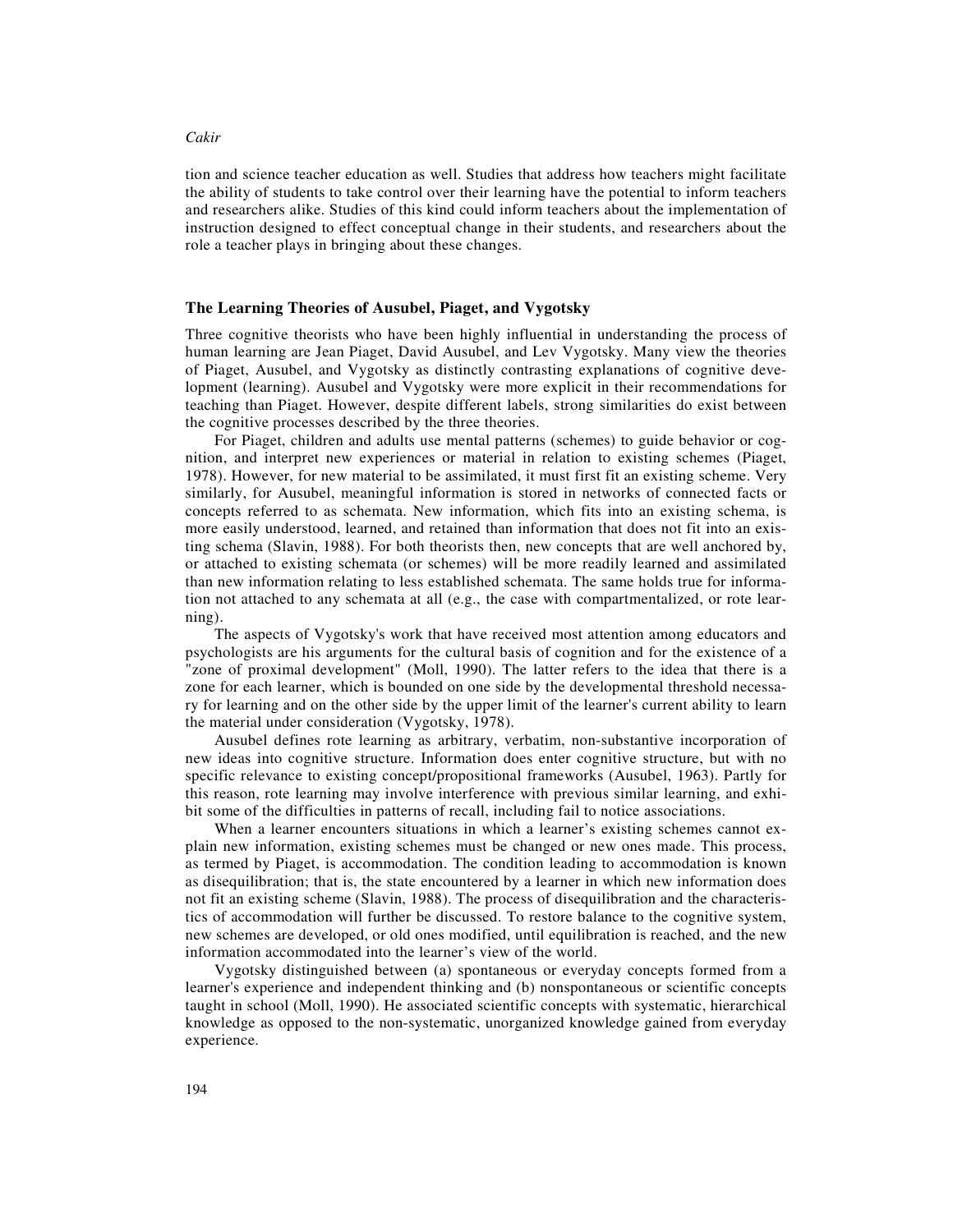tion and science teacher education as well. Studies that address how teachers might facilitate the ability of students to take control over their learning have the potential to inform teachers and researchers alike. Studies of this kind could inform teachers about the implementation of instruction designed to effect conceptual change in their students, and researchers about the role a teacher plays in bringing about these changes.

## The Learning Theories of Ausubel, Piaget, and Vygotsky

Three cognitive theorists who have been highly influential in understanding the process of human learning are Jean Piaget, David Ausubel, and Lev Vygotsky. Many view the theories of Piaget, Ausubel, and Vygotsky as distinctly contrasting explanations of cognitive development (learning). Ausubel and Vygotsky were more explicit in their recommendations for teaching than Piaget. However, despite different labels, strong similarities do exist between the cognitive processes described by the three theories.

For Piaget, children and adults use mental patterns (schemes) to guide behavior or cognition, and interpret new experiences or material in relation to existing schemes (Piaget, 1978). However, for new material to be assimilated, it must first fit an existing scheme. Very similarly, for Ausubel, meaningful information is stored in networks of connected facts or concepts referred to as schemata. New information, which fits into an existing schema, is more easily understood, learned, and retained than information that does not fit into an existing schema (Slavin, 1988). For both theorists then, new concepts that are well anchored by, or attached to existing schemata (or schemes) will be more readily learned and assimilated than new information relating to less established schemata. The same holds true for information not attached to any schemata at all (e.g., the case with compartmentalized, or rote learning).

The aspects of Vygotsky's work that have received most attention among educators and psychologists are his arguments for the cultural basis of cognition and for the existence of a "zone of proximal development" (Moll, 1990). The latter refers to the idea that there is a zone for each learner, which is bounded on one side by the developmental threshold necessary for learning and on the other side by the upper limit of the learner's current ability to learn the material under consideration (Vygotsky, 1978).

Ausubel defines rote learning as arbitrary, verbatim, non-substantive incorporation of new ideas into cognitive structure. Information does enter cognitive structure, but with no specific relevance to existing concept/propositional frameworks (Ausubel, 1963). Partly for this reason, rote learning may involve interference with previous similar learning, and exhibit some of the difficulties in patterns of recall, including fail to notice associations.

When a learner encounters situations in which a learner's existing schemes cannot explain new information, existing schemes must be changed or new ones made. This process, as termed by Piaget, is accommodation. The condition leading to accommodation is known as disequilibration; that is, the state encountered by a learner in which new information does not fit an existing scheme (Slavin, 1988). The process of disequilibration and the characteristics of accommodation will further be discussed. To restore balance to the cognitive system, new schemes are developed, or old ones modified, until equilibration is reached, and the new information accommodated into the learner's view of the world.

Vygotsky distinguished between (a) spontaneous or everyday concepts formed from a learner's experience and independent thinking and (b) nonspontaneous or scientific concepts taught in school (Moll, 1990). He associated scientific concepts with systematic, hierarchical knowledge as opposed to the non-systematic, unorganized knowledge gained from everyday experience.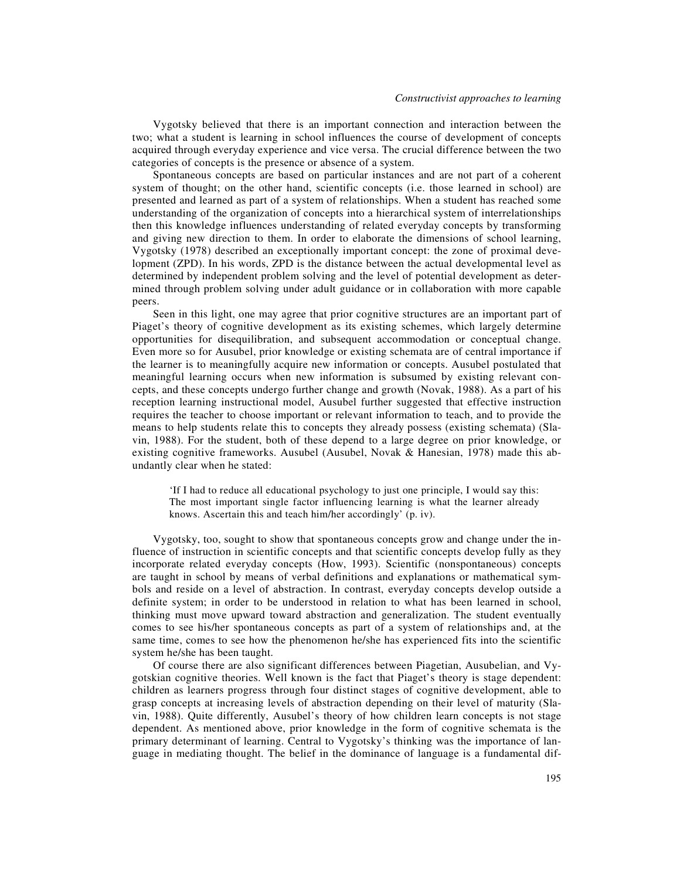Vygotsky believed that there is an important connection and interaction between the two; what a student is learning in school influences the course of development of concepts acquired through everyday experience and vice versa. The crucial difference between the two categories of concepts is the presence or absence of a system.

Spontaneous concepts are based on particular instances and are not part of a coherent system of thought; on the other hand, scientific concepts (i.e. those learned in school) are presented and learned as part of a system of relationships. When a student has reached some understanding of the organization of concepts into a hierarchical system of interrelationships then this knowledge influences understanding of related everyday concepts by transforming and giving new direction to them. In order to elaborate the dimensions of school learning, Vygotsky (1978) described an exceptionally important concept: the zone of proximal development (ZPD). In his words, ZPD is the distance between the actual developmental level as determined by independent problem solving and the level of potential development as determined through problem solving under adult guidance or in collaboration with more capable peers.

Seen in this light, one may agree that prior cognitive structures are an important part of Piaget's theory of cognitive development as its existing schemes, which largely determine opportunities for disequilibration, and subsequent accommodation or conceptual change. Even more so for Ausubel, prior knowledge or existing schemata are of central importance if the learner is to meaningfully acquire new information or concepts. Ausubel postulated that meaningful learning occurs when new information is subsumed by existing relevant concepts, and these concepts undergo further change and growth (Novak, 1988). As a part of his reception learning instructional model, Ausubel further suggested that effective instruction requires the teacher to choose important or relevant information to teach, and to provide the means to help students relate this to concepts they already possess (existing schemata) (Slavin, 1988). For the student, both of these depend to a large degree on prior knowledge, or existing cognitive frameworks. Ausubel (Ausubel, Novak & Hanesian, 1978) made this abundantly clear when he stated:

> 'If I had to reduce all educational psychology to just one principle, I would say this: The most important single factor influencing learning is what the learner already knows. Ascertain this and teach him/her accordingly' (p. iv).

Vygotsky, too, sought to show that spontaneous concepts grow and change under the influence of instruction in scientific concepts and that scientific concepts develop fully as they incorporate related everyday concepts (How, 1993). Scientific (nonspontaneous) concepts are taught in school by means of verbal definitions and explanations or mathematical symbols and reside on a level of abstraction. In contrast, everyday concepts develop outside a definite system; in order to be understood in relation to what has been learned in school, thinking must move upward toward abstraction and generalization. The student eventually comes to see his/her spontaneous concepts as part of a system of relationships and, at the same time, comes to see how the phenomenon he/she has experienced fits into the scientific system he/she has been taught.

Of course there are also significant differences between Piagetian, Ausubelian, and Vygotskian cognitive theories. Well known is the fact that Piaget's theory is stage dependent: children as learners progress through four distinct stages of cognitive development, able to grasp concepts at increasing levels of abstraction depending on their level of maturity (Slavin, 1988). Quite differently, Ausubel's theory of how children learn concepts is not stage dependent. As mentioned above, prior knowledge in the form of cognitive schemata is the primary determinant of learning. Central to Vygotsky's thinking was the importance of language in mediating thought. The belief in the dominance of language is a fundamental dif-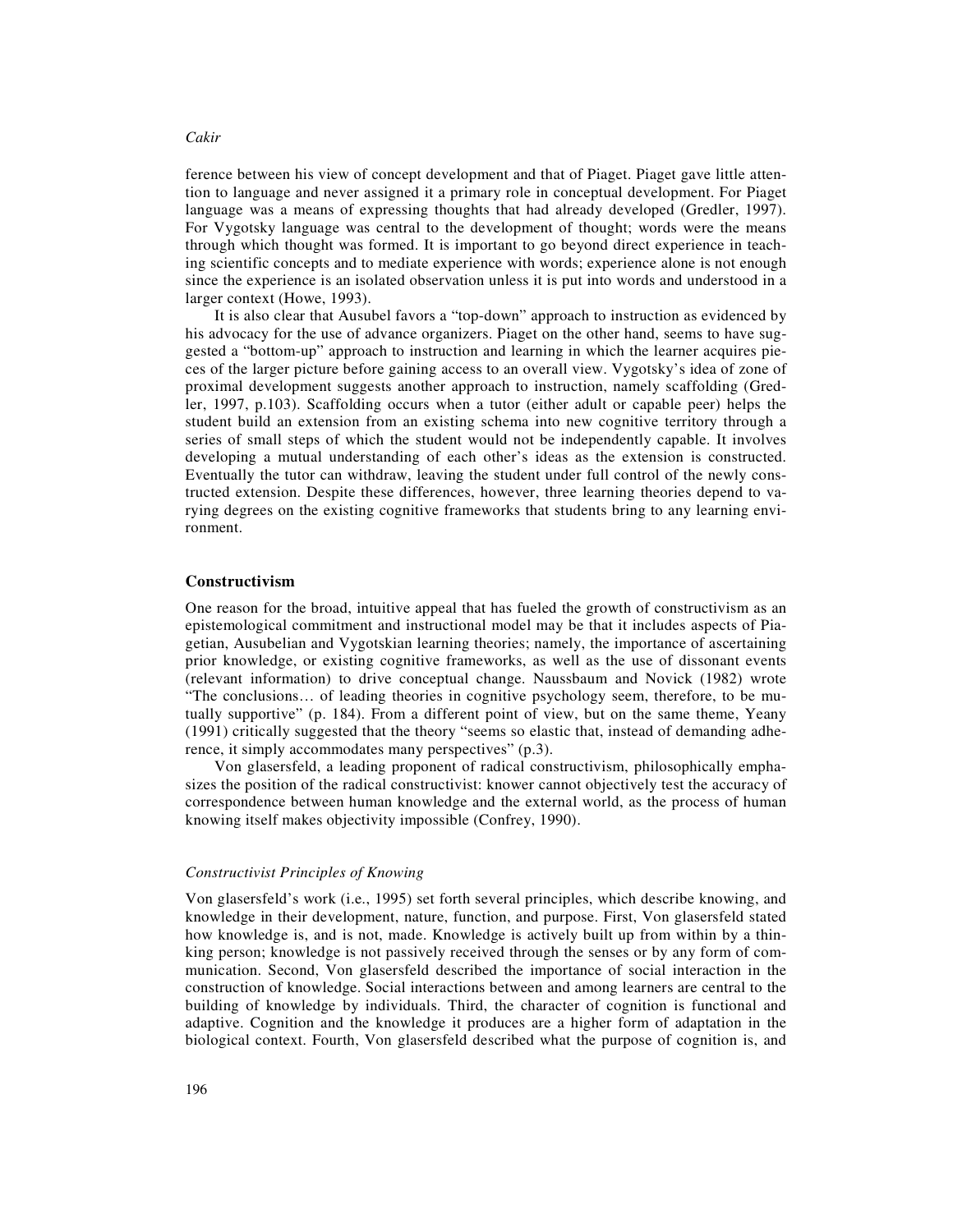ference between his view of concept development and that of Piaget. Piaget gave little attention to language and never assigned it a primary role in conceptual development. For Piaget language was a means of expressing thoughts that had already developed (Gredler, 1997). For Vygotsky language was central to the development of thought; words were the means through which thought was formed. It is important to go beyond direct experience in teaching scientific concepts and to mediate experience with words; experience alone is not enough since the experience is an isolated observation unless it is put into words and understood in a larger context (Howe, 1993).

It is also clear that Ausubel favors a "top-down" approach to instruction as evidenced by his advocacy for the use of advance organizers. Piaget on the other hand, seems to have suggested a "bottom-up" approach to instruction and learning in which the learner acquires pieces of the larger picture before gaining access to an overall view. Vygotsky's idea of zone of proximal development suggests another approach to instruction, namely scaffolding (Gredler, 1997, p.103). Scaffolding occurs when a tutor (either adult or capable peer) helps the student build an extension from an existing schema into new cognitive territory through a series of small steps of which the student would not be independently capable. It involves developing a mutual understanding of each other's ideas as the extension is constructed. Eventually the tutor can withdraw, leaving the student under full control of the newly constructed extension. Despite these differences, however, three learning theories depend to varying degrees on the existing cognitive frameworks that students bring to any learning environment.

## Constructivism

One reason for the broad, intuitive appeal that has fueled the growth of constructivism as an epistemological commitment and instructional model may be that it includes aspects of Piagetian, Ausubelian and Vygotskian learning theories; namely, the importance of ascertaining prior knowledge, or existing cognitive frameworks, as well as the use of dissonant events (relevant information) to drive conceptual change. Naussbaum and Novick (1982) wrote "The conclusions… of leading theories in cognitive psychology seem, therefore, to be mutually supportive" (p. 184). From a different point of view, but on the same theme, Yeany (1991) critically suggested that the theory "seems so elastic that, instead of demanding adherence, it simply accommodates many perspectives" (p.3).

Von glasersfeld, a leading proponent of radical constructivism, philosophically emphasizes the position of the radical constructivist: knower cannot objectively test the accuracy of correspondence between human knowledge and the external world, as the process of human knowing itself makes objectivity impossible (Confrey, 1990).

### *Constructivist Principles of Knowing*

Von glasersfeld's work (i.e., 1995) set forth several principles, which describe knowing, and knowledge in their development, nature, function, and purpose. First, Von glasersfeld stated how knowledge is, and is not, made. Knowledge is actively built up from within by a thinking person; knowledge is not passively received through the senses or by any form of communication. Second, Von glasersfeld described the importance of social interaction in the construction of knowledge. Social interactions between and among learners are central to the building of knowledge by individuals. Third, the character of cognition is functional and adaptive. Cognition and the knowledge it produces are a higher form of adaptation in the biological context. Fourth, Von glasersfeld described what the purpose of cognition is, and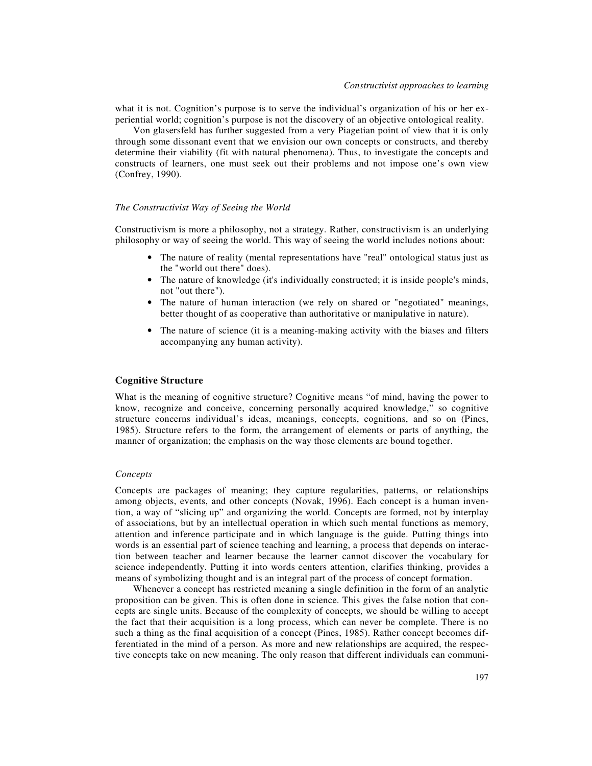what it is not. Cognition's purpose is to serve the individual's organization of his or her experiential world; cognition's purpose is not the discovery of an objective ontological reality.

Von glasersfeld has further suggested from a very Piagetian point of view that it is only through some dissonant event that we envision our own concepts or constructs, and thereby determine their viability (fit with natural phenomena). Thus, to investigate the concepts and constructs of learners, one must seek out their problems and not impose one's own view (Confrey, 1990).

### *The Constructivist Way of Seeing the World*

Constructivism is more a philosophy, not a strategy. Rather, constructivism is an underlying philosophy or way of seeing the world. This way of seeing the world includes notions about:

- The nature of reality (mental representations have "real" ontological status just as the "world out there" does).
- The nature of knowledge (it's individually constructed; it is inside people's minds, not "out there").
- The nature of human interaction (we rely on shared or "negotiated" meanings, better thought of as cooperative than authoritative or manipulative in nature).
- The nature of science (it is a meaning-making activity with the biases and filters accompanying any human activity).

## **Cognitive Structure**

What is the meaning of cognitive structure? Cognitive means "of mind, having the power to know, recognize and conceive, concerning personally acquired knowledge," so cognitive structure concerns individual's ideas, meanings, concepts, cognitions, and so on (Pines, 1985). Structure refers to the form, the arrangement of elements or parts of anything, the manner of organization; the emphasis on the way those elements are bound together.

### *Concepts*

Concepts are packages of meaning; they capture regularities, patterns, or relationships among objects, events, and other concepts (Novak, 1996). Each concept is a human invention, a way of "slicing up" and organizing the world. Concepts are formed, not by interplay of associations, but by an intellectual operation in which such mental functions as memory, attention and inference participate and in which language is the guide. Putting things into words is an essential part of science teaching and learning, a process that depends on interaction between teacher and learner because the learner cannot discover the vocabulary for science independently. Putting it into words centers attention, clarifies thinking, provides a means of symbolizing thought and is an integral part of the process of concept formation.

Whenever a concept has restricted meaning a single definition in the form of an analytic proposition can be given. This is often done in science. This gives the false notion that concepts are single units. Because of the complexity of concepts, we should be willing to accept the fact that their acquisition is a long process, which can never be complete. There is no such a thing as the final acquisition of a concept (Pines, 1985). Rather concept becomes differentiated in the mind of a person. As more and new relationships are acquired, the respective concepts take on new meaning. The only reason that different individuals can communi-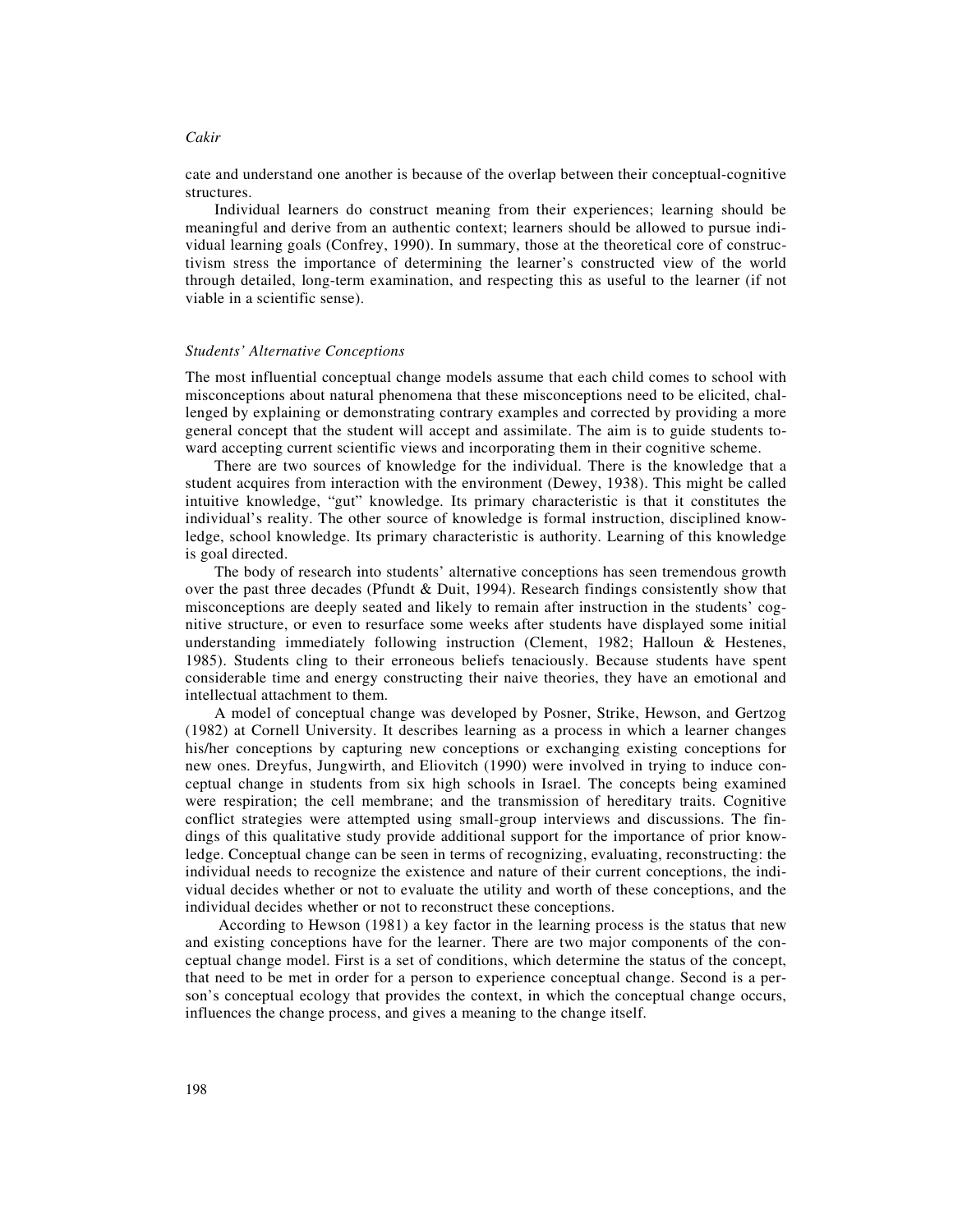cate and understand one another is because of the overlap between their conceptual-cognitive structures.

Individual learners do construct meaning from their experiences; learning should be meaningful and derive from an authentic context; learners should be allowed to pursue individual learning goals (Confrey, 1990). In summary, those at the theoretical core of constructivism stress the importance of determining the learner's constructed view of the world through detailed, long-term examination, and respecting this as useful to the learner (if not viable in a scientific sense).

### *Students' Alternative Conceptions*

The most influential conceptual change models assume that each child comes to school with misconceptions about natural phenomena that these misconceptions need to be elicited, challenged by explaining or demonstrating contrary examples and corrected by providing a more general concept that the student will accept and assimilate. The aim is to guide students toward accepting current scientific views and incorporating them in their cognitive scheme.

There are two sources of knowledge for the individual. There is the knowledge that a student acquires from interaction with the environment (Dewey, 1938). This might be called intuitive knowledge, "gut" knowledge. Its primary characteristic is that it constitutes the individual's reality. The other source of knowledge is formal instruction, disciplined knowledge, school knowledge. Its primary characteristic is authority. Learning of this knowledge is goal directed.

The body of research into students' alternative conceptions has seen tremendous growth over the past three decades (Pfundt & Duit, 1994). Research findings consistently show that misconceptions are deeply seated and likely to remain after instruction in the students' cognitive structure, or even to resurface some weeks after students have displayed some initial understanding immediately following instruction (Clement, 1982; Halloun & Hestenes, 1985). Students cling to their erroneous beliefs tenaciously. Because students have spent considerable time and energy constructing their naive theories, they have an emotional and intellectual attachment to them.

A model of conceptual change was developed by Posner, Strike, Hewson, and Gertzog (1982) at Cornell University. It describes learning as a process in which a learner changes his/her conceptions by capturing new conceptions or exchanging existing conceptions for new ones. Dreyfus, Jungwirth, and Eliovitch (1990) were involved in trying to induce conceptual change in students from six high schools in Israel. The concepts being examined were respiration; the cell membrane; and the transmission of hereditary traits. Cognitive conflict strategies were attempted using small-group interviews and discussions. The findings of this qualitative study provide additional support for the importance of prior knowledge. Conceptual change can be seen in terms of recognizing, evaluating, reconstructing: the individual needs to recognize the existence and nature of their current conceptions, the individual decides whether or not to evaluate the utility and worth of these conceptions, and the individual decides whether or not to reconstruct these conceptions.

According to Hewson (1981) a key factor in the learning process is the status that new and existing conceptions have for the learner. There are two major components of the conceptual change model. First is a set of conditions, which determine the status of the concept, that need to be met in order for a person to experience conceptual change. Second is a person's conceptual ecology that provides the context, in which the conceptual change occurs, influences the change process, and gives a meaning to the change itself.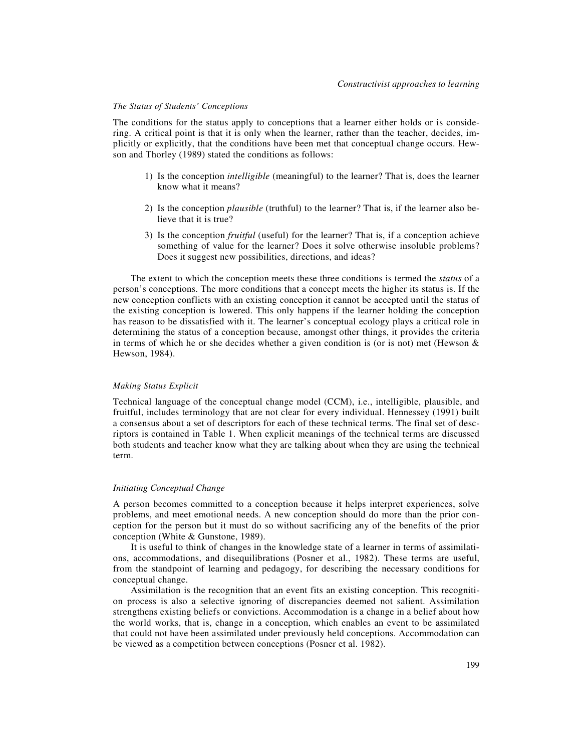### *The Status of Students' Conceptions*

The conditions for the status apply to conceptions that a learner either holds or is considering. A critical point is that it is only when the learner, rather than the teacher, decides, implicitly or explicitly, that the conditions have been met that conceptual change occurs. Hewson and Thorley (1989) stated the conditions as follows:

1) Is the conception *intelligible* (meaningful) to the learner? That is, does the learner know what it means?

2) Is the conception *plausible* (truthful) to the learner? That is, if the learner also believe that it is true?

3) Is the conception *fruitful* (useful) for the learner? That is, if a conception achieve something of value for the learner? Does it solve otherwise insoluble problems? Does it suggest new possibilities, directions, and ideas?

The extent to which the conception meets these three conditions is termed the *status* of a person's conceptions. The more conditions that a concept meets the higher its status is. If the new conception conflicts with an existing conception it cannot be accepted until the status of the existing conception is lowered. This only happens if the learner holding the conception has reason to be dissatisfied with it. The learner's conceptual ecology plays a critical role in determining the status of a conception because, amongst other things, it provides the criteria in terms of which he or she decides whether a given condition is (or is not) met (Hewson & Hewson, 1984).

### *Making Status Explicit*

Technical language of the conceptual change model (CCM), i.e., intelligible, plausible, and fruitful, includes terminology that are not clear for every individual. Hennessey (1991) built a consensus about a set of descriptors for each of these technical terms. The final set of descriptors is contained in Table 1. When explicit meanings of the technical terms are discussed both students and teacher know what they are talking about when they are using the technical term.

### *Initiating Conceptual Change*

A person becomes committed to a conception because it helps interpret experiences, solve problems, and meet emotional needs. A new conception should do more than the prior conception for the person but it must do so without sacrificing any of the benefits of the prior conception (White & Gunstone, 1989).

It is useful to think of changes in the knowledge state of a learner in terms of assimilations, accommodations, and disequilibrations (Posner et al., 1982). These terms are useful, from the standpoint of learning and pedagogy, for describing the necessary conditions for conceptual change.

Assimilation is the recognition that an event fits an existing conception. This recognition process is also a selective ignoring of discrepancies deemed not salient. Assimilation strengthens existing beliefs or convictions. Accommodation is a change in a belief about how the world works, that is, change in a conception, which enables an event to be assimilated that could not have been assimilated under previously held conceptions. Accommodation can be viewed as a competition between conceptions (Posner et al. 1982).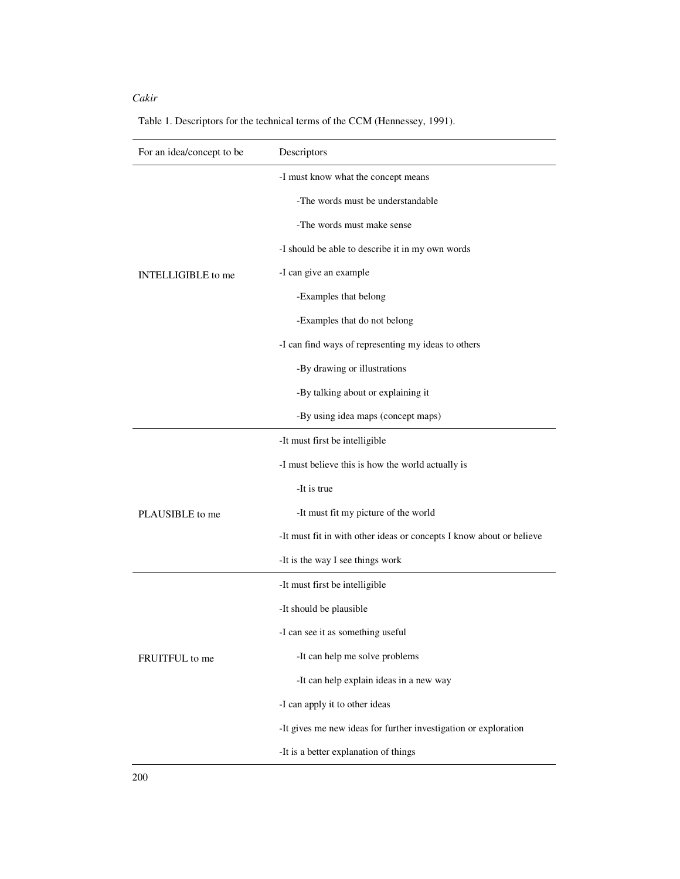Table 1. Descriptors for the technical terms of the CCM (Hennessey, 1991).

| For an idea/concept to be | Descriptors |
|---|---|
| INTELLIGIBLE to me | -I must know what the concept means<br>    -The words must be understandable<br>    -The words must make sense<br>-I should be able to describe it in my own words<br>-I can give an example<br>    -Examples that belong<br>    -Examples that do not belong<br>-I can find ways of representing my ideas to others<br>    -By drawing or illustrations<br>    -By talking about or explaining it<br>    -By using idea maps (concept maps) |
| PLAUSIBLE to me | -It must first be intelligible<br>-I must believe this is how the world actually is<br>    -It is true<br>    -It must fit my picture of the world<br>-It must fit in with other ideas or concepts I know about or believe<br>-It is the way I see things work |
| FRUITFUL to me | -It must first be intelligible<br>-It should be plausible<br>-I can see it as something useful<br>    -It can help me solve problems<br>    -It can help explain ideas in a new way<br>-I can apply it to other ideas<br>-It gives me new ideas for further investigation or exploration<br>-It is a better explanation of things |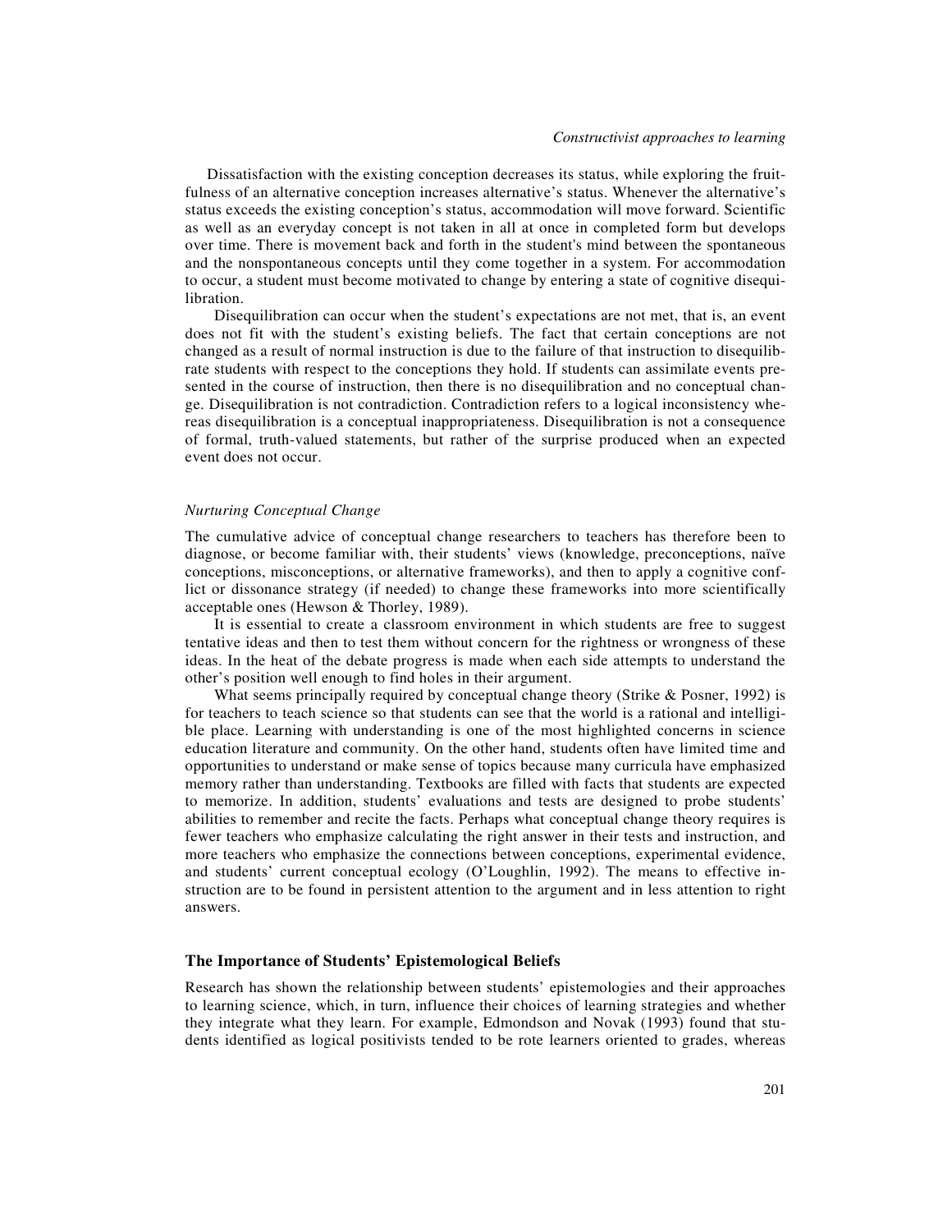Dissatisfaction with the existing conception decreases its status, while exploring the fruitfulness of an alternative conception increases alternative's status. Whenever the alternative's status exceeds the existing conception's status, accommodation will move forward. Scientific as well as an everyday concept is not taken in all at once in completed form but develops over time. There is movement back and forth in the student's mind between the spontaneous and the nonspontaneous concepts until they come together in a system. For accommodation to occur, a student must become motivated to change by entering a state of cognitive disequilibration.

Disequilibration can occur when the student's expectations are not met, that is, an event does not fit with the student's existing beliefs. The fact that certain conceptions are not changed as a result of normal instruction is due to the failure of that instruction to disequilibrate students with respect to the conceptions they hold. If students can assimilate events presented in the course of instruction, then there is no disequilibration and no conceptual change. Disequilibration is not contradiction. Contradiction refers to a logical inconsistency whereas disequilibration is a conceptual inappropriateness. Disequilibration is not a consequence of formal, truth-valued statements, but rather of the surprise produced when an expected event does not occur.

### *Nurturing Conceptual Change*

The cumulative advice of conceptual change researchers to teachers has therefore been to diagnose, or become familiar with, their students' views (knowledge, preconceptions, naïve conceptions, misconceptions, or alternative frameworks), and then to apply a cognitive conflict or dissonance strategy (if needed) to change these frameworks into more scientifically acceptable ones (Hewson & Thorley, 1989).

It is essential to create a classroom environment in which students are free to suggest tentative ideas and then to test them without concern for the rightness or wrongness of these ideas. In the heat of the debate progress is made when each side attempts to understand the other's position well enough to find holes in their argument.

What seems principally required by conceptual change theory (Strike & Posner, 1992) is for teachers to teach science so that students can see that the world is a rational and intelligible place. Learning with understanding is one of the most highlighted concerns in science education literature and community. On the other hand, students often have limited time and opportunities to understand or make sense of topics because many curricula have emphasized memory rather than understanding. Textbooks are filled with facts that students are expected to memorize. In addition, students' evaluations and tests are designed to probe students' abilities to remember and recite the facts. Perhaps what conceptual change theory requires is fewer teachers who emphasize calculating the right answer in their tests and instruction, and more teachers who emphasize the connections between conceptions, experimental evidence, and students' current conceptual ecology (O'Loughlin, 1992). The means to effective instruction are to be found in persistent attention to the argument and in less attention to right answers.

## The Importance of Students' Epistemological Beliefs

Research has shown the relationship between students' epistemologies and their approaches to learning science, which, in turn, influence their choices of learning strategies and whether they integrate what they learn. For example, Edmondson and Novak (1993) found that students identified as logical positivists tended to be rote learners oriented to grades, whereas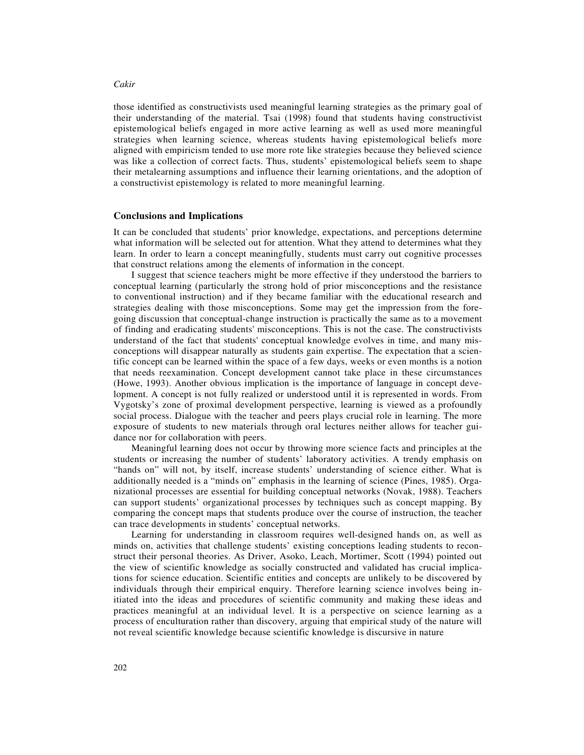those identified as constructivists used meaningful learning strategies as the primary goal of their understanding of the material. Tsai (1998) found that students having constructivist epistemological beliefs engaged in more active learning as well as used more meaningful strategies when learning science, whereas students having epistemological beliefs more aligned with empiricism tended to use more rote like strategies because they believed science was like a collection of correct facts. Thus, students' epistemological beliefs seem to shape their metalearning assumptions and influence their learning orientations, and the adoption of a constructivist epistemology is related to more meaningful learning.

## Conclusions and Implications

It can be concluded that students' prior knowledge, expectations, and perceptions determine what information will be selected out for attention. What they attend to determines what they learn. In order to learn a concept meaningfully, students must carry out cognitive processes that construct relations among the elements of information in the concept.

I suggest that science teachers might be more effective if they understood the barriers to conceptual learning (particularly the strong hold of prior misconceptions and the resistance to conventional instruction) and if they became familiar with the educational research and strategies dealing with those misconceptions. Some may get the impression from the foregoing discussion that conceptual-change instruction is practically the same as to a movement of finding and eradicating students' misconceptions. This is not the case. The constructivists understand of the fact that students' conceptual knowledge evolves in time, and many misconceptions will disappear naturally as students gain expertise. The expectation that a scientific concept can be learned within the space of a few days, weeks or even months is a notion that needs reexamination. Concept development cannot take place in these circumstances (Howe, 1993). Another obvious implication is the importance of language in concept development. A concept is not fully realized or understood until it is represented in words. From Vygotsky's zone of proximal development perspective, learning is viewed as a profoundly social process. Dialogue with the teacher and peers plays crucial role in learning. The more exposure of students to new materials through oral lectures neither allows for teacher guidance nor for collaboration with peers.

Meaningful learning does not occur by throwing more science facts and principles at the students or increasing the number of students' laboratory activities. A trendy emphasis on "hands on" will not, by itself, increase students' understanding of science either. What is additionally needed is a "minds on" emphasis in the learning of science (Pines, 1985). Organizational processes are essential for building conceptual networks (Novak, 1988). Teachers can support students' organizational processes by techniques such as concept mapping. By comparing the concept maps that students produce over the course of instruction, the teacher can trace developments in students' conceptual networks.

Learning for understanding in classroom requires well-designed hands on, as well as minds on, activities that challenge students' existing conceptions leading students to reconstruct their personal theories. As Driver, Asoko, Leach, Mortimer, Scott (1994) pointed out the view of scientific knowledge as socially constructed and validated has crucial implications for science education. Scientific entities and concepts are unlikely to be discovered by individuals through their empirical enquiry. Therefore learning science involves being initiated into the ideas and procedures of scientific community and making these ideas and practices meaningful at an individual level. It is a perspective on science learning as a process of enculturation rather than discovery, arguing that empirical study of the nature will not reveal scientific knowledge because scientific knowledge is discursive in nature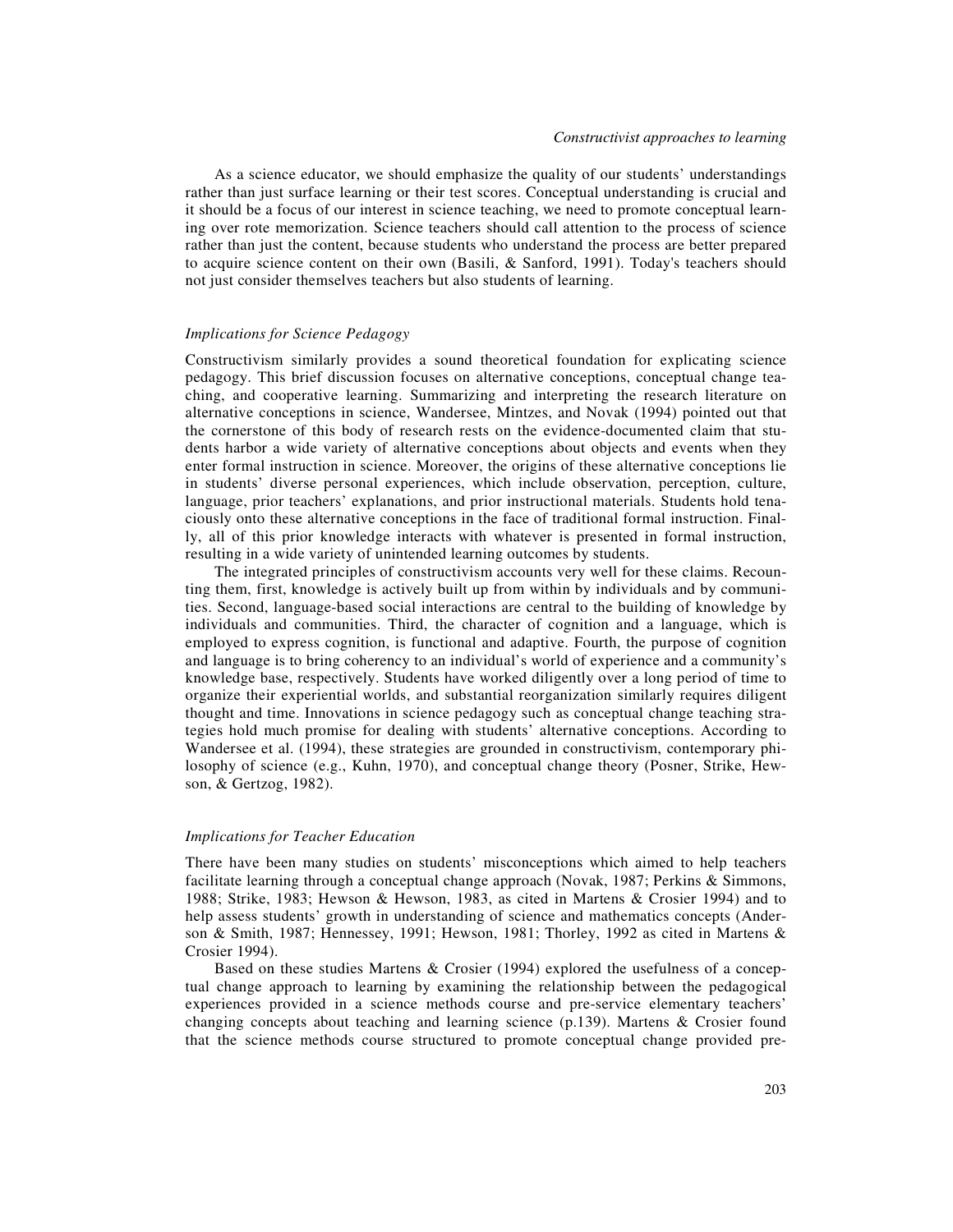As a science educator, we should emphasize the quality of our students' understandings rather than just surface learning or their test scores. Conceptual understanding is crucial and it should be a focus of our interest in science teaching, we need to promote conceptual learning over rote memorization. Science teachers should call attention to the process of science rather than just the content, because students who understand the process are better prepared to acquire science content on their own (Basili, & Sanford, 1991). Today's teachers should not just consider themselves teachers but also students of learning.

### *Implications for Science Pedagogy*

Constructivism similarly provides a sound theoretical foundation for explicating science pedagogy. This brief discussion focuses on alternative conceptions, conceptual change teaching, and cooperative learning. Summarizing and interpreting the research literature on alternative conceptions in science, Wandersee, Mintzes, and Novak (1994) pointed out that the cornerstone of this body of research rests on the evidence-documented claim that students harbor a wide variety of alternative conceptions about objects and events when they enter formal instruction in science. Moreover, the origins of these alternative conceptions lie in students' diverse personal experiences, which include observation, perception, culture, language, prior teachers' explanations, and prior instructional materials. Students hold tenaciously onto these alternative conceptions in the face of traditional formal instruction. Finally, all of this prior knowledge interacts with whatever is presented in formal instruction, resulting in a wide variety of unintended learning outcomes by students.

The integrated principles of constructivism accounts very well for these claims. Recounting them, first, knowledge is actively built up from within by individuals and by communities. Second, language-based social interactions are central to the building of knowledge by individuals and communities. Third, the character of cognition and a language, which is employed to express cognition, is functional and adaptive. Fourth, the purpose of cognition and language is to bring coherency to an individual's world of experience and a community's knowledge base, respectively. Students have worked diligently over a long period of time to organize their experiential worlds, and substantial reorganization similarly requires diligent thought and time. Innovations in science pedagogy such as conceptual change teaching strategies hold much promise for dealing with students' alternative conceptions. According to Wandersee et al. (1994), these strategies are grounded in constructivism, contemporary philosophy of science (e.g., Kuhn, 1970), and conceptual change theory (Posner, Strike, Hewson, & Gertzog, 1982).

### *Implications for Teacher Education*

There have been many studies on students' misconceptions which aimed to help teachers facilitate learning through a conceptual change approach (Novak, 1987; Perkins & Simmons, 1988; Strike, 1983; Hewson & Hewson, 1983, as cited in Martens & Crosier 1994) and to help assess students' growth in understanding of science and mathematics concepts (Anderson & Smith, 1987; Hennessey, 1991; Hewson, 1981; Thorley, 1992 as cited in Martens & Crosier 1994).

Based on these studies Martens & Crosier (1994) explored the usefulness of a conceptual change approach to learning by examining the relationship between the pedagogical experiences provided in a science methods course and pre-service elementary teachers' changing concepts about teaching and learning science (p.139). Martens & Crosier found that the science methods course structured to promote conceptual change provided pre-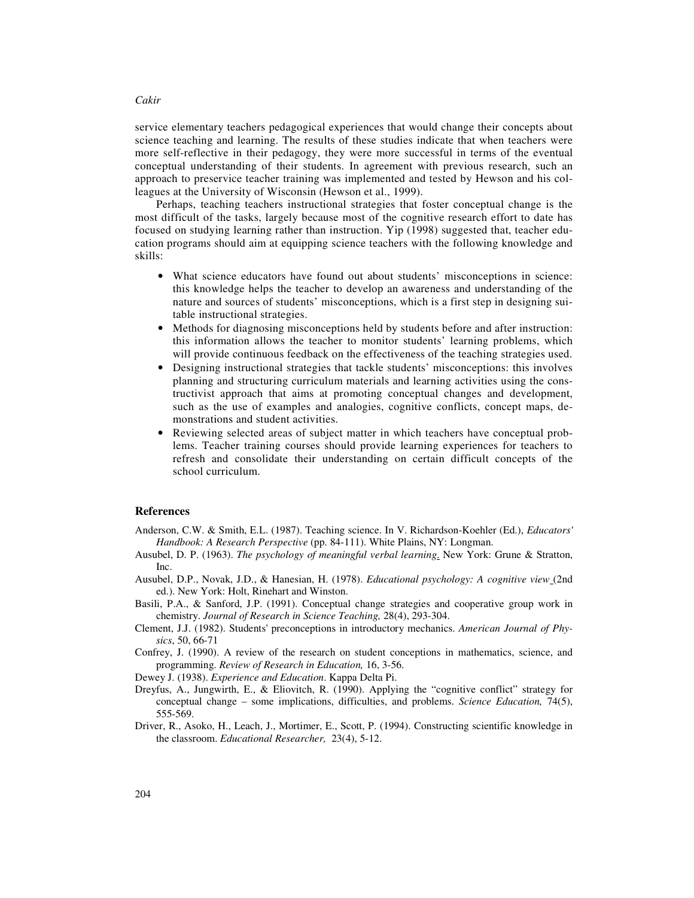service elementary teachers pedagogical experiences that would change their concepts about science teaching and learning. The results of these studies indicate that when teachers were more self-reflective in their pedagogy, they were more successful in terms of the eventual conceptual understanding of their students. In agreement with previous research, such an approach to preservice teacher training was implemented and tested by Hewson and his colleagues at the University of Wisconsin (Hewson et al., 1999).

Perhaps, teaching teachers instructional strategies that foster conceptual change is the most difficult of the tasks, largely because most of the cognitive research effort to date has focused on studying learning rather than instruction. Yip (1998) suggested that, teacher education programs should aim at equipping science teachers with the following knowledge and skills:

- What science educators have found out about students' misconceptions in science: this knowledge helps the teacher to develop an awareness and understanding of the nature and sources of students' misconceptions, which is a first step in designing suitable instructional strategies.
- Methods for diagnosing misconceptions held by students before and after instruction: this information allows the teacher to monitor students' learning problems, which will provide continuous feedback on the effectiveness of the teaching strategies used.
- Designing instructional strategies that tackle students' misconceptions: this involves planning and structuring curriculum materials and learning activities using the constructivist approach that aims at promoting conceptual changes and development, such as the use of examples and analogies, cognitive conflicts, concept maps, demonstrations and student activities.
- Reviewing selected areas of subject matter in which teachers have conceptual problems. Teacher training courses should provide learning experiences for teachers to refresh and consolidate their understanding on certain difficult concepts of the school curriculum.

## References

Anderson, C.W. & Smith, E.L. (1987). Teaching science. In V. Richardson-Koehler (Ed.), *Educators' Handbook: A Research Perspective* (pp. 84-111). White Plains, NY: Longman.

Ausubel, D. P. (1963). *The psychology of meaningful verbal learning*. New York: Grune & Stratton, Inc.

Ausubel, D.P., Novak, J.D., & Hanesian, H. (1978). *Educational psychology: A cognitive view* (2nd ed.). New York: Holt, Rinehart and Winston.

Basili, P.A., & Sanford, J.P. (1991). Conceptual change strategies and cooperative group work in chemistry. *Journal of Research in Science Teaching,* 28(4), 293-304.

Clement, J.J. (1982). Students' preconceptions in introductory mechanics. *American Journal of Physics*, 50, 66-71

Confrey, J. (1990). A review of the research on student conceptions in mathematics, science, and programming. *Review of Research in Education,* 16, 3-56.

Dewey J. (1938). *Experience and Education*. Kappa Delta Pi.

Dreyfus, A., Jungwirth, E., & Eliovitch, R. (1990). Applying the "cognitive conflict" strategy for conceptual change – some implications, difficulties, and problems. *Science Education,* 74(5), 555-569.

Driver, R., Asoko, H., Leach, J., Mortimer, E., Scott, P. (1994). Constructing scientific knowledge in the classroom. *Educational Researcher,* 23(4), 5-12.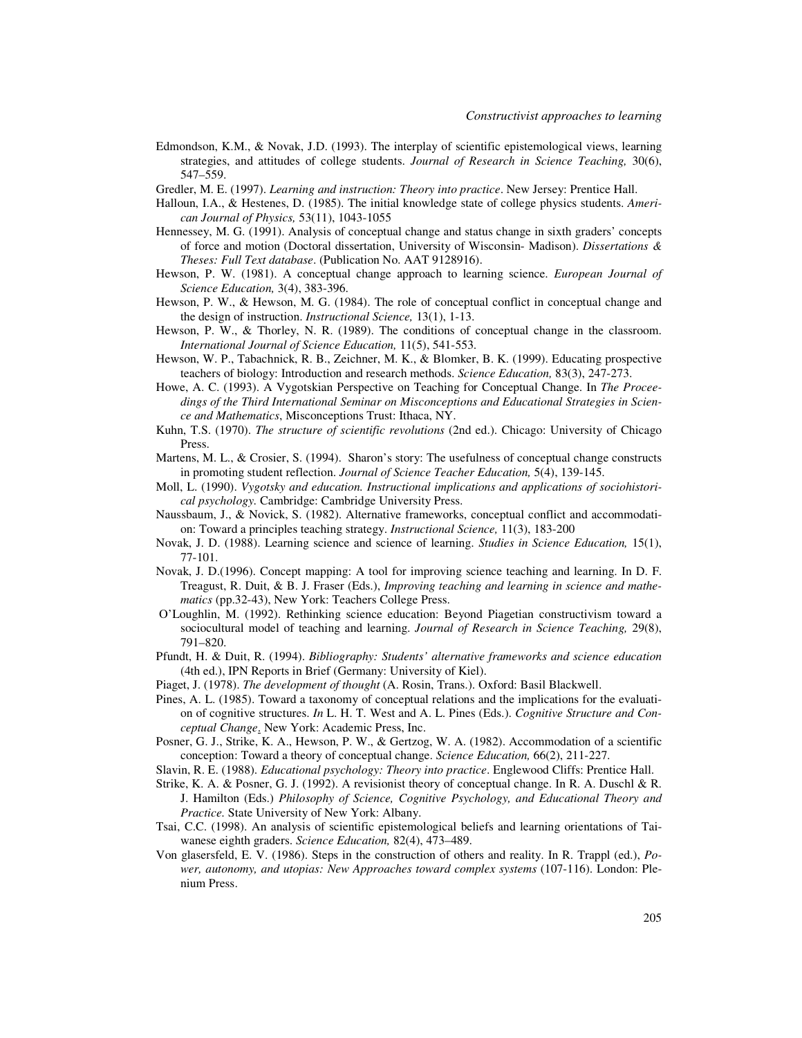Edmondson, K.M., & Novak, J.D. (1993). The interplay of scientific epistemological views, learning strategies, and attitudes of college students. *Journal of Research in Science Teaching,* 30(6), 547–559.

Gredler, M. E. (1997). *Learning and instruction: Theory into practice*. New Jersey: Prentice Hall.

Halloun, I.A., & Hestenes, D. (1985). The initial knowledge state of college physics students. *American Journal of Physics,* 53(11), 1043-1055

Hennessey, M. G. (1991). Analysis of conceptual change and status change in sixth graders' concepts of force and motion (Doctoral dissertation, University of Wisconsin- Madison). *Dissertations & Theses: Full Text database*. (Publication No. AAT 9128916).

Hewson, P. W. (1981). A conceptual change approach to learning science. *European Journal of Science Education,* 3(4), 383-396.

Hewson, P. W., & Hewson, M. G. (1984). The role of conceptual conflict in conceptual change and the design of instruction. *Instructional Science,* 13(1), 1-13.

Hewson, P. W., & Thorley, N. R. (1989). The conditions of conceptual change in the classroom. *International Journal of Science Education,* 11(5), 541-553.

Hewson, W. P., Tabachnick, R. B., Zeichner, M. K., & Blomker, B. K. (1999). Educating prospective teachers of biology: Introduction and research methods. *Science Education,* 83(3), 247-273.

Howe, A. C. (1993). A Vygotskian Perspective on Teaching for Conceptual Change. In *The Proceedings of the Third International Seminar on Misconceptions and Educational Strategies in Science and Mathematics*, Misconceptions Trust: Ithaca, NY.

Kuhn, T.S. (1970). *The structure of scientific revolutions* (2nd ed.). Chicago: University of Chicago Press.

Martens, M. L., & Crosier, S. (1994). Sharon's story: The usefulness of conceptual change constructs in promoting student reflection. *Journal of Science Teacher Education,* 5(4), 139-145.

Moll, L. (1990). *Vygotsky and education. Instructional implications and applications of sociohistorical psychology.* Cambridge: Cambridge University Press.

Naussbaum, J., & Novick, S. (1982). Alternative frameworks, conceptual conflict and accommodation: Toward a principles teaching strategy. *Instructional Science,* 11(3), 183-200

Novak, J. D. (1988). Learning science and science of learning. *Studies in Science Education,* 15(1), 77-101.

Novak, J. D.(1996). Concept mapping: A tool for improving science teaching and learning. In D. F. Treagust, R. Duit, & B. J. Fraser (Eds.), *Improving teaching and learning in science and mathematics* (pp.32-43), New York: Teachers College Press.

O'Loughlin, M. (1992). Rethinking science education: Beyond Piagetian constructivism toward a sociocultural model of teaching and learning. *Journal of Research in Science Teaching,* 29(8), 791–820.

Pfundt, H. & Duit, R. (1994). *Bibliography: Students' alternative frameworks and science education* (4th ed.), IPN Reports in Brief (Germany: University of Kiel).

Piaget, J. (1978). *The development of thought* (A. Rosin, Trans.). Oxford: Basil Blackwell.

Pines, A. L. (1985). Toward a taxonomy of conceptual relations and the implications for the evaluation of cognitive structures. *In* L. H. T. West and A. L. Pines (Eds.). *Cognitive Structure and Conceptual Change*. New York: Academic Press, Inc.

Posner, G. J., Strike, K. A., Hewson, P. W., & Gertzog, W. A. (1982). Accommodation of a scientific conception: Toward a theory of conceptual change. *Science Education,* 66(2), 211-227.

Slavin, R. E. (1988). *Educational psychology: Theory into practice*. Englewood Cliffs: Prentice Hall.

Strike, K. A. & Posner, G. J. (1992). A revisionist theory of conceptual change. In R. A. Duschl & R. J. Hamilton (Eds.) *Philosophy of Science, Cognitive Psychology, and Educational Theory and Practice.* State University of New York: Albany.

Tsai, C.C. (1998). An analysis of scientific epistemological beliefs and learning orientations of Taiwanese eighth graders. *Science Education,* 82(4), 473–489.

Von glasersfeld, E. V. (1986). Steps in the construction of others and reality. In R. Trappl (ed.), *Power, autonomy, and utopias: New Approaches toward complex systems* (107-116). London: Plenium Press.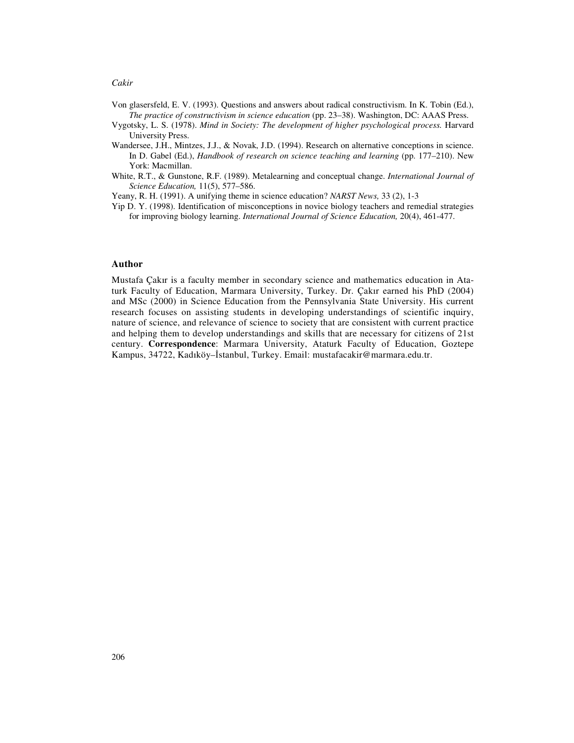Von glasersfeld, E. V. (1993). Questions and answers about radical constructivism. In K. Tobin (Ed.), *The practice of constructivism in science education* (pp. 23–38). Washington, DC: AAAS Press.

Vygotsky, L. S. (1978). *Mind in Society: The development of higher psychological process.* Harvard University Press.

Wandersee, J.H., Mintzes, J.J., & Novak, J.D. (1994). Research on alternative conceptions in science. In D. Gabel (Ed.), *Handbook of research on science teaching and learning* (pp. 177–210). New York: Macmillan.

White, R.T., & Gunstone, R.F. (1989). Metalearning and conceptual change. *International Journal of Science Education,* 11(5), 577–586.

Yeany, R. H. (1991). A unifying theme in science education? *NARST News,* 33 (2), 1-3

Yip D. Y. (1998). Identification of misconceptions in novice biology teachers and remedial strategies for improving biology learning. *International Journal of Science Education,* 20(4), 461-477.

## Author

Mustafa Çakır is a faculty member in secondary science and mathematics education in Ataturk Faculty of Education, Marmara University, Turkey. Dr. Çakır earned his PhD (2004) and MSc (2000) in Science Education from the Pennsylvania State University. His current research focuses on assisting students in developing understandings of scientific inquiry, nature of science, and relevance of science to society that are consistent with current practice and helping them to develop understandings and skills that are necessary for citizens of 21st century. **Correspondence**: Marmara University, Ataturk Faculty of Education, Goztepe Kampus, 34722, Kadıköy–İstanbul, Turkey. Email: mustafacakir@marmara.edu.tr.